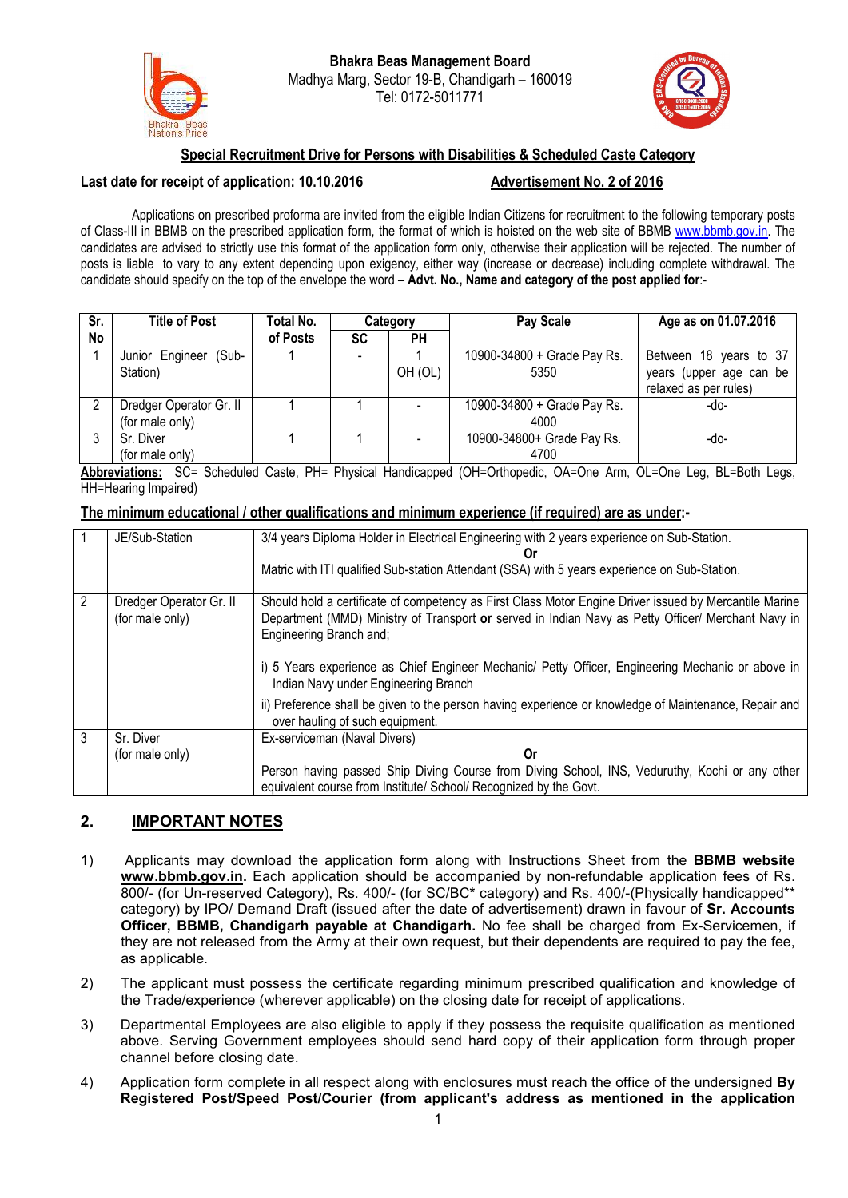**Bhakra Beas Management Board**
Madhya Marg, Sector 19-B, Chandigarh – 160019
Tel: 0172-5011771

## Special Recruitment Drive for Persons with Disabilities & Scheduled Caste Category

**Last date for receipt of application: 10.10.2016** **Advertisement No. 2 of 2016**

Applications on prescribed proforma are invited from the eligible Indian Citizens for recruitment to the following temporary posts of Class-III in BBMB on the prescribed application form, the format of which is hoisted on the web site of BBMB www.bbmb.gov.in. The candidates are advised to strictly use this format of the application form only, otherwise their application will be rejected. The number of posts is liable to vary to any extent depending upon exigency, either way (increase or decrease) including complete withdrawal. The candidate should specify on the top of the envelope the word – **Advt. No., Name and category of the post applied for**:-

| Sr. No | Title of Post | Total No. of Posts | Category | | Pay Scale | Age as on 01.07.2016 |
|---|---|---|---|---|---|---|
| | | | SC | PH | | |
| 1 | Junior Engineer (Sub-Station) | 1 | - | 1 OH (OL) | 10900-34800 + Grade Pay Rs. 5350 | Between 18 years to 37 years (upper age can be relaxed as per rules) |
| 2 | Dredger Operator Gr. II (for male only) | 1 | 1 | - | 10900-34800 + Grade Pay Rs. 4000 | -do- |
| 3 | Sr. Diver (for male only) | 1 | 1 | - | 10900-34800+ Grade Pay Rs. 4700 | -do- |

**Abbreviations:** SC= Scheduled Caste, PH= Physical Handicapped (OH=Orthopedic, OA=One Arm, OL=One Leg, BL=Both Legs, HH=Hearing Impaired)

**The minimum educational / other qualifications and minimum experience (if required) are as under:-**

| | | |
|---|---|---|
| 1 | JE/Sub-Station | 3/4 years Diploma Holder in Electrical Engineering with 2 years experience on Sub-Station. **Or** Matric with ITI qualified Sub-station Attendant (SSA) with 5 years experience on Sub-Station. |
| 2 | Dredger Operator Gr. II (for male only) | Should hold a certificate of competency as First Class Motor Engine Driver issued by Mercantile Marine Department (MMD) Ministry of Transport **or** served in Indian Navy as Petty Officer/ Merchant Navy in Engineering Branch and; i) 5 Years experience as Chief Engineer Mechanic/ Petty Officer, Engineering Mechanic or above in Indian Navy under Engineering Branch ii) Preference shall be given to the person having experience or knowledge of Maintenance, Repair and over hauling of such equipment. |
| 3 | Sr. Diver (for male only) | Ex-serviceman (Naval Divers) **Or** Person having passed Ship Diving Course from Diving School, INS, Veduruthy, Kochi or any other equivalent course from Institute/ School/ Recognized by the Govt. |

## 2. IMPORTANT NOTES

1) Applicants may download the application form along with Instructions Sheet from the **BBMB website www.bbmb.gov.in.** Each application should be accompanied by non-refundable application fees of Rs. 800/- (for Un-reserved Category), Rs. 400/- (for SC/BC* category) and Rs. 400/-(Physically handicapped** category) by IPO/ Demand Draft (issued after the date of advertisement) drawn in favour of **Sr. Accounts Officer, BBMB, Chandigarh payable at Chandigarh.** No fee shall be charged from Ex-Servicemen, if they are not released from the Army at their own request, but their dependents are required to pay the fee, as applicable.

2) The applicant must possess the certificate regarding minimum prescribed qualification and knowledge of the Trade/experience (wherever applicable) on the closing date for receipt of applications.

3) Departmental Employees are also eligible to apply if they possess the requisite qualification as mentioned above. Serving Government employees should send hard copy of their application form through proper channel before closing date.

4) Application form complete in all respect along with enclosures must reach the office of the undersigned **By Registered Post/Speed Post/Courier (from applicant's address as mentioned in the application**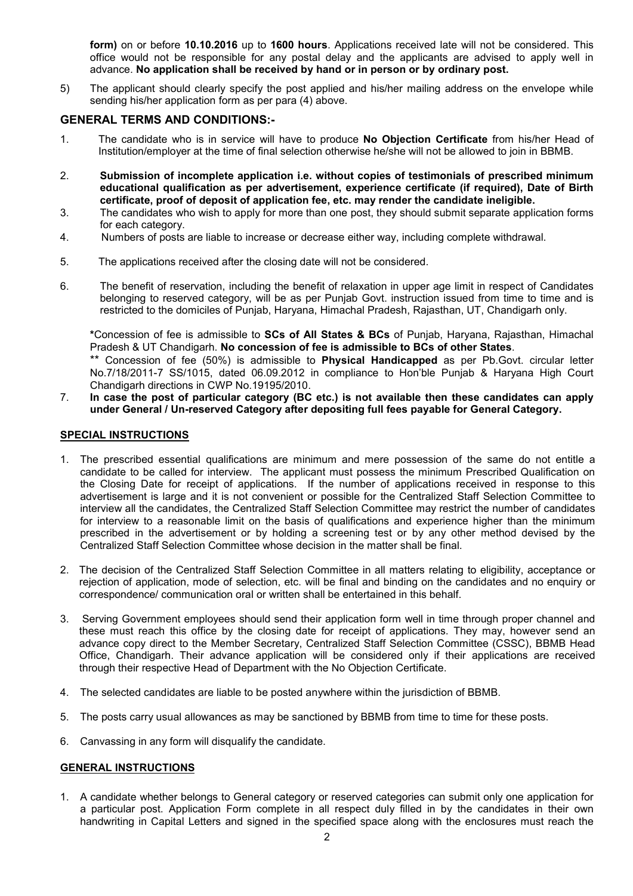**form)** on or before **10.10.2016** up to **1600 hours**. Applications received late will not be considered. This office would not be responsible for any postal delay and the applicants are advised to apply well in advance. **No application shall be received by hand or in person or by ordinary post.**

5) The applicant should clearly specify the post applied and his/her mailing address on the envelope while sending his/her application form as per para (4) above.

## GENERAL TERMS AND CONDITIONS:-

1. The candidate who is in service will have to produce **No Objection Certificate** from his/her Head of Institution/employer at the time of final selection otherwise he/she will not be allowed to join in BBMB.
2. **Submission of incomplete application i.e. without copies of testimonials of prescribed minimum educational qualification as per advertisement, experience certificate (if required), Date of Birth certificate, proof of deposit of application fee, etc. may render the candidate ineligible.**
3. The candidates who wish to apply for more than one post, they should submit separate application forms for each category.
4. Numbers of posts are liable to increase or decrease either way, including complete withdrawal.
5. The applications received after the closing date will not be considered.
6. The benefit of reservation, including the benefit of relaxation in upper age limit in respect of Candidates belonging to reserved category, will be as per Punjab Govt. instruction issued from time to time and is restricted to the domiciles of Punjab, Haryana, Himachal Pradesh, Rajasthan, UT, Chandigarh only.

   *Concession of fee is admissible to **SCs of All States & BCs** of Punjab, Haryana, Rajasthan, Himachal Pradesh & UT Chandigarh. **No concession of fee is admissible to BCs of other States**.

   ** Concession of fee (50%) is admissible to **Physical Handicapped** as per Pb.Govt. circular letter No.7/18/2011-7 SS/1015, dated 06.09.2012 in compliance to Hon'ble Punjab & Haryana High Court Chandigarh directions in CWP No.19195/2010.
7. **In case the post of particular category (BC etc.) is not available then these candidates can apply under General / Un-reserved Category after depositing full fees payable for General Category.**

## SPECIAL INSTRUCTIONS

1. The prescribed essential qualifications are minimum and mere possession of the same do not entitle a candidate to be called for interview. The applicant must possess the minimum Prescribed Qualification on the Closing Date for receipt of applications. If the number of applications received in response to this advertisement is large and it is not convenient or possible for the Centralized Staff Selection Committee to interview all the candidates, the Centralized Staff Selection Committee may restrict the number of candidates for interview to a reasonable limit on the basis of qualifications and experience higher than the minimum prescribed in the advertisement or by holding a screening test or by any other method devised by the Centralized Staff Selection Committee whose decision in the matter shall be final.
2. The decision of the Centralized Staff Selection Committee in all matters relating to eligibility, acceptance or rejection of application, mode of selection, etc. will be final and binding on the candidates and no enquiry or correspondence/ communication oral or written shall be entertained in this behalf.
3. Serving Government employees should send their application form well in time through proper channel and these must reach this office by the closing date for receipt of applications. They may, however send an advance copy direct to the Member Secretary, Centralized Staff Selection Committee (CSSC), BBMB Head Office, Chandigarh. Their advance application will be considered only if their applications are received through their respective Head of Department with the No Objection Certificate.
4. The selected candidates are liable to be posted anywhere within the jurisdiction of BBMB.
5. The posts carry usual allowances as may be sanctioned by BBMB from time to time for these posts.
6. Canvassing in any form will disqualify the candidate.

## GENERAL INSTRUCTIONS

1. A candidate whether belongs to General category or reserved categories can submit only one application for a particular post. Application Form complete in all respect duly filled in by the candidates in their own handwriting in Capital Letters and signed in the specified space along with the enclosures must reach the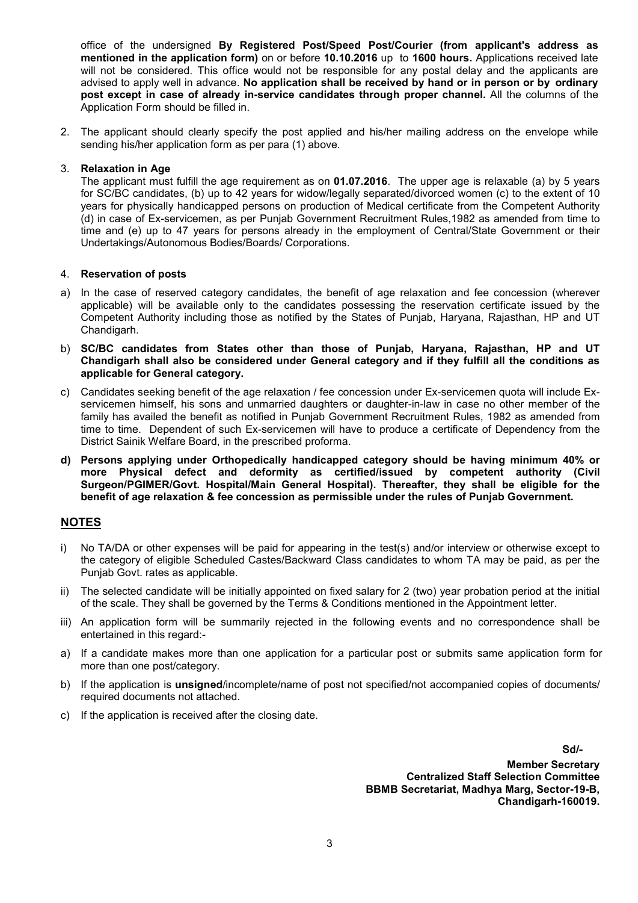office of the undersigned **By Registered Post/Speed Post/Courier (from applicant's address as mentioned in the application form)** on or before **10.10.2016** up to **1600 hours.** Applications received late will not be considered. This office would not be responsible for any postal delay and the applicants are advised to apply well in advance. **No application shall be received by hand or in person or by ordinary post except in case of already in-service candidates through proper channel.** All the columns of the Application Form should be filled in.

2. The applicant should clearly specify the post applied and his/her mailing address on the envelope while sending his/her application form as per para (1) above.

3. **Relaxation in Age**

   The applicant must fulfill the age requirement as on **01.07.2016**. The upper age is relaxable (a) by 5 years for SC/BC candidates, (b) up to 42 years for widow/legally separated/divorced women (c) to the extent of 10 years for physically handicapped persons on production of Medical certificate from the Competent Authority (d) in case of Ex-servicemen, as per Punjab Government Recruitment Rules,1982 as amended from time to time and (e) up to 47 years for persons already in the employment of Central/State Government or their Undertakings/Autonomous Bodies/Boards/ Corporations.

4. **Reservation of posts**

a) In the case of reserved category candidates, the benefit of age relaxation and fee concession (wherever applicable) will be available only to the candidates possessing the reservation certificate issued by the Competent Authority including those as notified by the States of Punjab, Haryana, Rajasthan, HP and UT Chandigarh.

b) **SC/BC candidates from States other than those of Punjab, Haryana, Rajasthan, HP and UT Chandigarh shall also be considered under General category and if they fulfill all the conditions as applicable for General category.**

c) Candidates seeking benefit of the age relaxation / fee concession under Ex-servicemen quota will include Ex-servicemen himself, his sons and unmarried daughters or daughter-in-law in case no other member of the family has availed the benefit as notified in Punjab Government Recruitment Rules, 1982 as amended from time to time. Dependent of such Ex-servicemen will have to produce a certificate of Dependency from the District Sainik Welfare Board, in the prescribed proforma.

**d) Persons applying under Orthopedically handicapped category should be having minimum 40% or more Physical defect and deformity as certified/issued by competent authority (Civil Surgeon/PGIMER/Govt. Hospital/Main General Hospital). Thereafter, they shall be eligible for the benefit of age relaxation & fee concession as permissible under the rules of Punjab Government.**

## NOTES

i) No TA/DA or other expenses will be paid for appearing in the test(s) and/or interview or otherwise except to the category of eligible Scheduled Castes/Backward Class candidates to whom TA may be paid, as per the Punjab Govt. rates as applicable.

ii) The selected candidate will be initially appointed on fixed salary for 2 (two) year probation period at the initial of the scale. They shall be governed by the Terms & Conditions mentioned in the Appointment letter.

iii) An application form will be summarily rejected in the following events and no correspondence shall be entertained in this regard:-

a) If a candidate makes more than one application for a particular post or submits same application form for more than one post/category.

b) If the application is **unsigned**/incomplete/name of post not specified/not accompanied copies of documents/ required documents not attached.

c) If the application is received after the closing date.

**Sd/-**

**Member Secretary**
**Centralized Staff Selection Committee**
**BBMB Secretariat, Madhya Marg, Sector-19-B,**
**Chandigarh-160019.**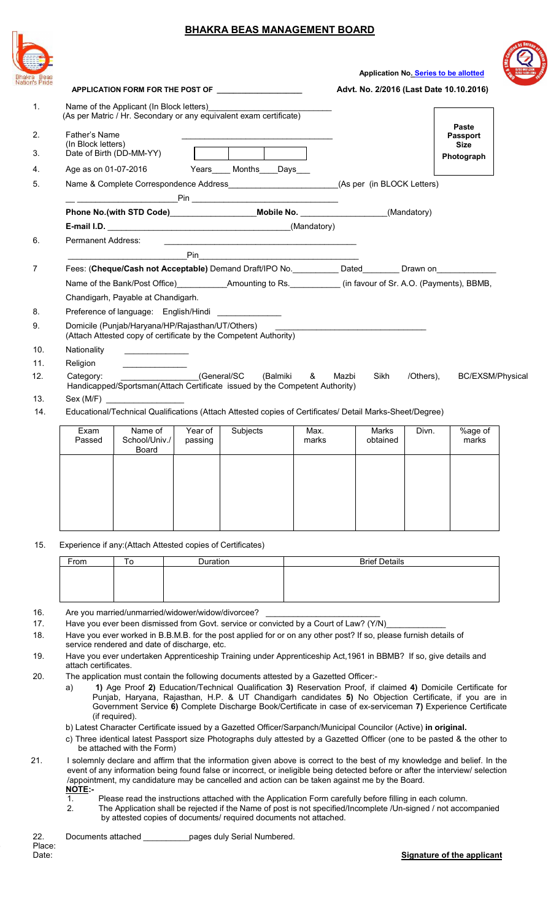# BHAKRA BEAS MANAGEMENT BOARD

Bhakra Beas Nation's Pride

**Application No. Series to be allotted**

**APPLICATION FORM FOR THE POST OF ___________________**

**Advt. No. 2/2016 (Last Date 10.10.2016)**

**Paste Passport Size Photograph**

1. Name of the Applicant (In Block letters)___________________________
(As per Matric / Hr. Secondary or any equivalent exam certificate)

2. Father's Name (In Block letters) ________________________________

3. Date of Birth (DD-MM-YY) | | | |

4. Age as on 01-07-2016 Years____ Months____Days___

5. Name & Complete Correspondence Address_______________________(As per (in BLOCK Letters)
__ ______________________Pin _________________________________
**Phone No.(with STD Code)__________________Mobile No. __________________**(Mandatory)
**E-mail I.D.** _____________________________________(Mandatory)

6. Permanent Address: _________________________________________
_________________________Pin_______________________________________

7. Fees: (**Cheque/Cash not Acceptable)** Demand Draft/IPO No.__________ Dated________ Drawn on____________
Name of the Bank/Post Office)___________Amounting to Rs.___________ (in favour of Sr. A.O. (Payments), BBMB, Chandigarh, Payable at Chandigarh.

8. Preference of language: English/Hindi ______________

9. Domicile (Punjab/Haryana/HP/Rajasthan/UT/Others) ________________________________
(Attach Attested copy of certificate by the Competent Authority)

10. Nationality ______________

11. Religion ______________

12. Category: ________________(General/SC (Balmiki & Mazbi Sikh /Others), BC/EXSM/Physical Handicapped/Sportsman(Attach Certificate issued by the Competent Authority)

13. Sex (M/F) _________________

14. Educational/Technical Qualifications (Attach Attested copies of Certificates/ Detail Marks-Sheet/Degree)

| Exam Passed | Name of School/Univ./ Board | Year of passing | Subjects | Max. marks | Marks obtained | Divn. | %age of marks |
|---|---|---|---|---|---|---|---|
| | | | | | | | |

15. Experience if any:(Attach Attested copies of Certificates)

| From | To | Duration | Brief Details |
|---|---|---|---|
| | | | |

16. Are you married/unmarried/widower/widow/divorcee? ________________________

17. Have you ever been dismissed from Govt. service or convicted by a Court of Law? (Y/N)_____________

18. Have you ever worked in B.B.M.B. for the post applied for or on any other post? If so, please furnish details of service rendered and date of discharge, etc.

19. Have you ever undertaken Apprenticeship Training under Apprenticeship Act,1961 in BBMB? If so, give details and attach certificates.

20. The application must contain the following documents attested by a Gazetted Officer:-
   a) **1)** Age Proof **2)** Education/Technical Qualification **3)** Reservation Proof, if claimed **4)** Domicile Certificate for Punjab, Haryana, Rajasthan, H.P. & UT Chandigarh candidates **5)** No Objection Certificate, if you are in Government Service **6)** Complete Discharge Book/Certificate in case of ex-serviceman **7)** Experience Certificate (if required).
   b) Latest Character Certificate issued by a Gazetted Officer/Sarpanch/Municipal Councilor (Active) **in original.**
   c) Three identical latest Passport size Photographs duly attested by a Gazetted Officer (one to be pasted & the other to be attached with the Form)

21. I solemnly declare and affirm that the information given above is correct to the best of my knowledge and belief. In the event of any information being found false or incorrect, or ineligible being detected before or after the interview/ selection /appointment, my candidature may be cancelled and action can be taken against me by the Board.

**NOTE:-**
1. Please read the instructions attached with the Application Form carefully before filling in each column.
2. The Application shall be rejected if the Name of post is not specified/Incomplete /Un-signed / not accompanied by attested copies of documents/ required documents not attached.

22. Documents attached __________pages duly Serial Numbered.

Place:
Date:

**Signature of the applicant**